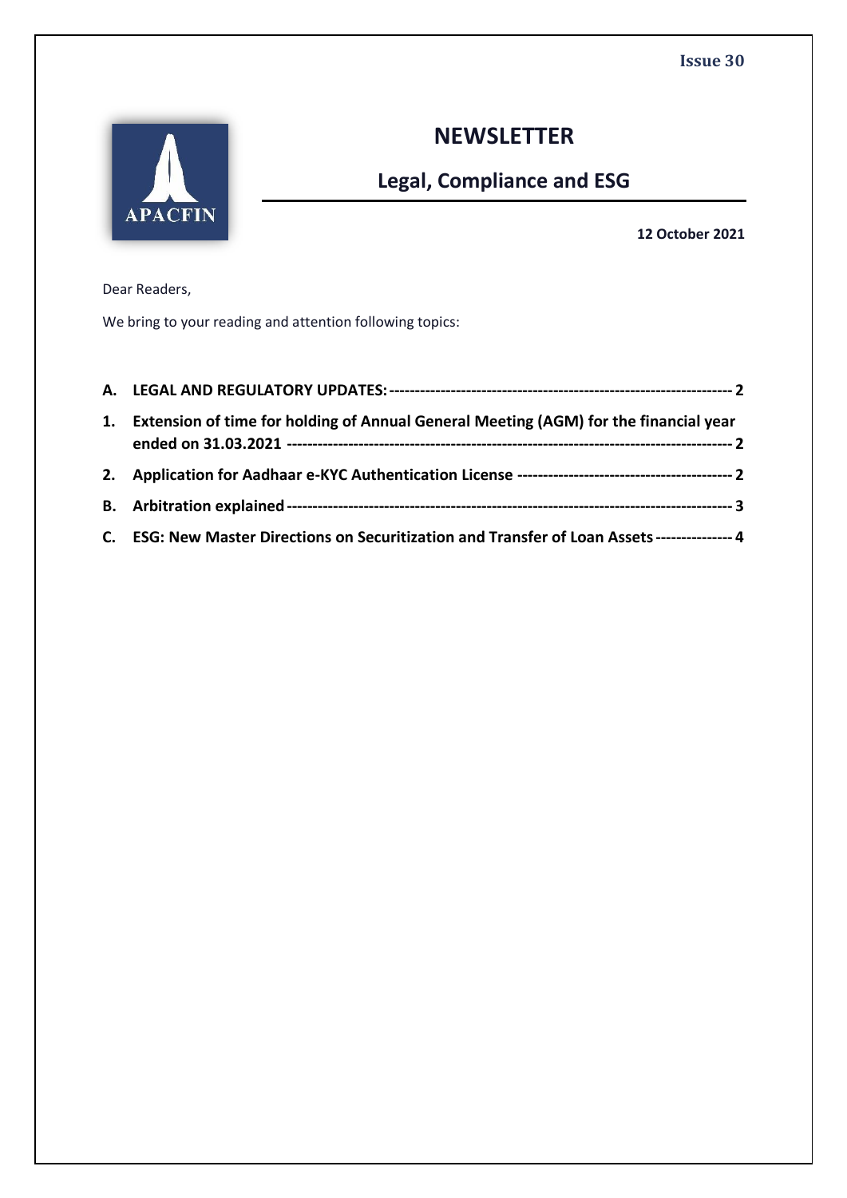Issue 30

APACFIN

# NEWSLETTER

## Legal, Compliance and ESG

**12 October 2021**

Dear Readers,

We bring to your reading and attention following topics:

- **A. LEGAL AND REGULATORY UPDATES: ---------------------------------------------------------------- 2**
- **1. Extension of time for holding of Annual General Meeting (AGM) for the financial year ended on 31.03.2021 ---------------------------------------------------------------------------------- 2**
- **2. Application for Aadhaar e-KYC Authentication License ---------------------------------------- 2**
- **B. Arbitration explained ------------------------------------------------------------------------------ 3**
- **C. ESG: New Master Directions on Securitization and Transfer of Loan Assets --------------- 4**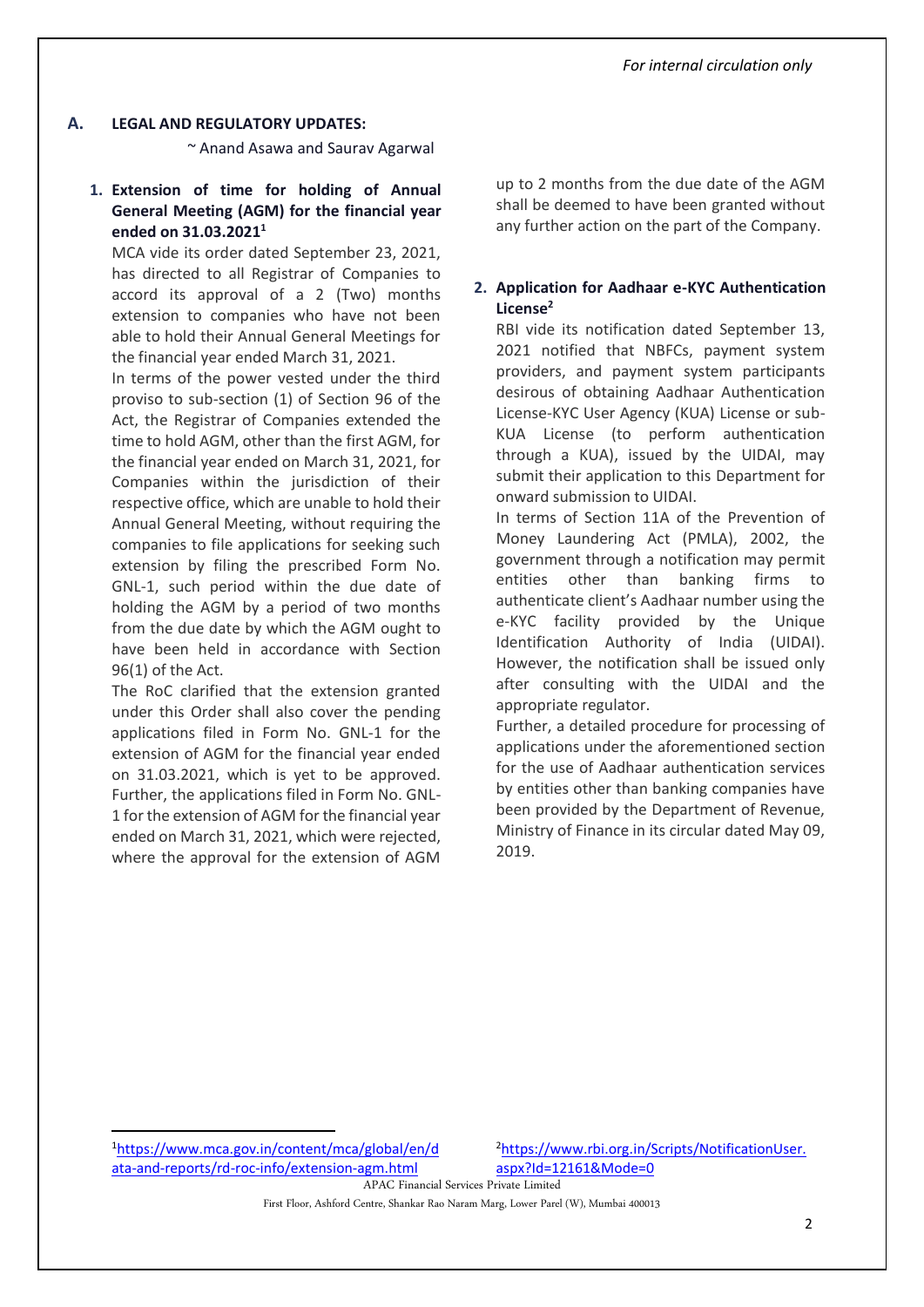## A. LEGAL AND REGULATORY UPDATES:

~ Anand Asawa and Saurav Agarwal

### 1. Extension of time for holding of Annual General Meeting (AGM) for the financial year ended on 31.03.2021[1]

MCA vide its order dated September 23, 2021, has directed to all Registrar of Companies to accord its approval of a 2 (Two) months extension to companies who have not been able to hold their Annual General Meetings for the financial year ended March 31, 2021.

In terms of the power vested under the third proviso to sub-section (1) of Section 96 of the Act, the Registrar of Companies extended the time to hold AGM, other than the first AGM, for the financial year ended on March 31, 2021, for Companies within the jurisdiction of their respective office, which are unable to hold their Annual General Meeting, without requiring the companies to file applications for seeking such extension by filing the prescribed Form No. GNL-1, such period within the due date of holding the AGM by a period of two months from the due date by which the AGM ought to have been held in accordance with Section 96(1) of the Act.

The RoC clarified that the extension granted under this Order shall also cover the pending applications filed in Form No. GNL-1 for the extension of AGM for the financial year ended on 31.03.2021, which is yet to be approved. Further, the applications filed in Form No. GNL-1 for the extension of AGM for the financial year ended on March 31, 2021, which were rejected, where the approval for the extension of AGM up to 2 months from the due date of the AGM shall be deemed to have been granted without any further action on the part of the Company.

### 2. Application for Aadhaar e-KYC Authentication License[2]

RBI vide its notification dated September 13, 2021 notified that NBFCs, payment system providers, and payment system participants desirous of obtaining Aadhaar Authentication License-KYC User Agency (KUA) License or sub-KUA License (to perform authentication through a KUA), issued by the UIDAI, may submit their application to this Department for onward submission to UIDAI.

In terms of Section 11A of the Prevention of Money Laundering Act (PMLA), 2002, the government through a notification may permit entities other than banking firms to authenticate client's Aadhaar number using the e-KYC facility provided by the Unique Identification Authority of India (UIDAI). However, the notification shall be issued only after consulting with the UIDAI and the appropriate regulator.

Further, a detailed procedure for processing of applications under the aforementioned section for the use of Aadhaar authentication services by entities other than banking companies have been provided by the Department of Revenue, Ministry of Finance in its circular dated May 09, 2019.

---

[1] https://www.mca.gov.in/content/mca/global/en/data-and-reports/rd-roc-info/extension-agm.html

[2] https://www.rbi.org.in/Scripts/NotificationUser.aspx?Id=12161&Mode=0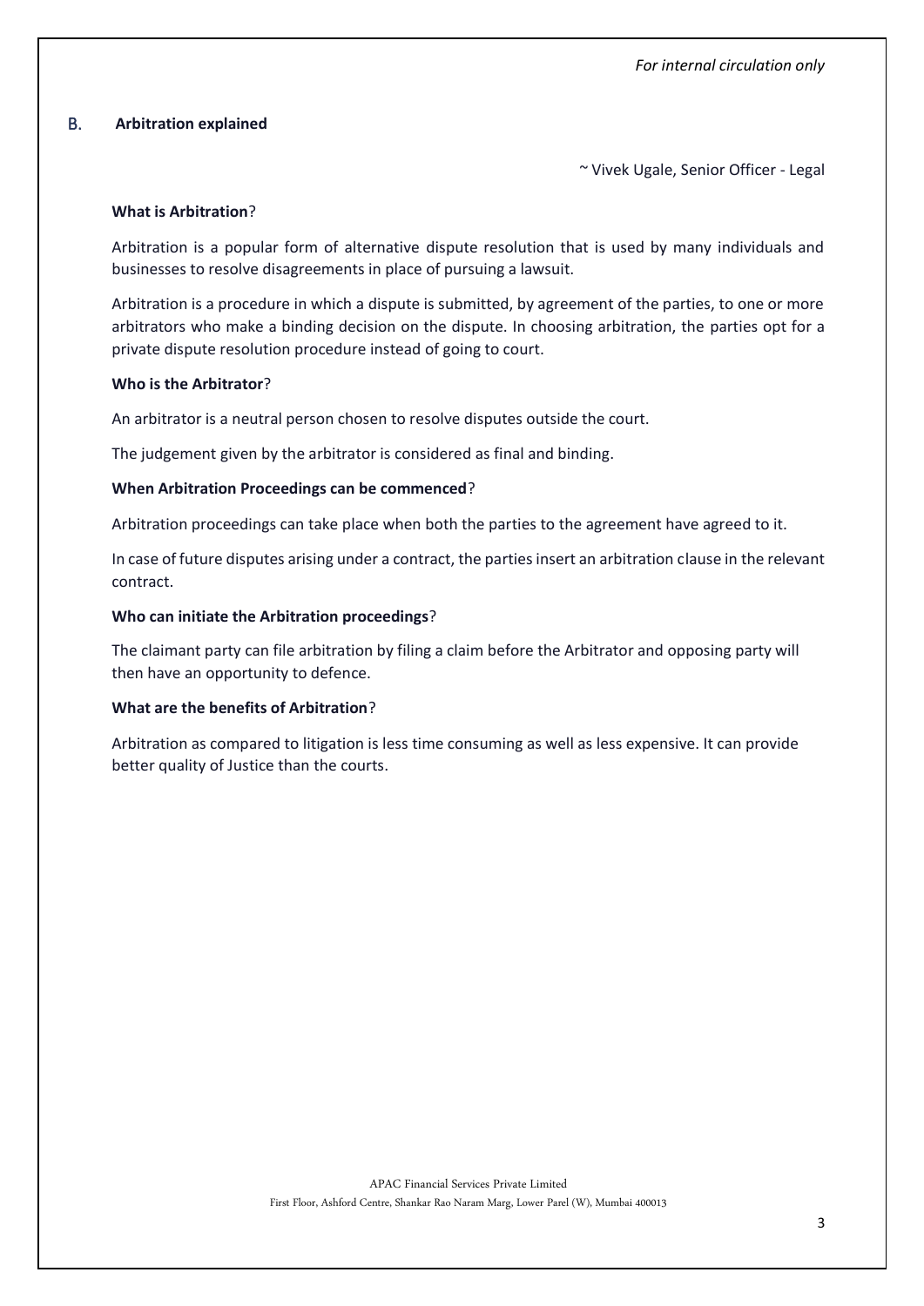## B. Arbitration explained

~ Vivek Ugale, Senior Officer - Legal

**What is Arbitration**?

Arbitration is a popular form of alternative dispute resolution that is used by many individuals and businesses to resolve disagreements in place of pursuing a lawsuit.

Arbitration is a procedure in which a dispute is submitted, by agreement of the parties, to one or more arbitrators who make a binding decision on the dispute. In choosing arbitration, the parties opt for a private dispute resolution procedure instead of going to court.

**Who is the Arbitrator**?

An arbitrator is a neutral person chosen to resolve disputes outside the court.

The judgement given by the arbitrator is considered as final and binding.

**When Arbitration Proceedings can be commenced**?

Arbitration proceedings can take place when both the parties to the agreement have agreed to it.

In case of future disputes arising under a contract, the parties insert an arbitration clause in the relevant contract.

**Who can initiate the Arbitration proceedings**?

The claimant party can file arbitration by filing a claim before the Arbitrator and opposing party will then have an opportunity to defence.

**What are the benefits of Arbitration**?

Arbitration as compared to litigation is less time consuming as well as less expensive. It can provide better quality of Justice than the courts.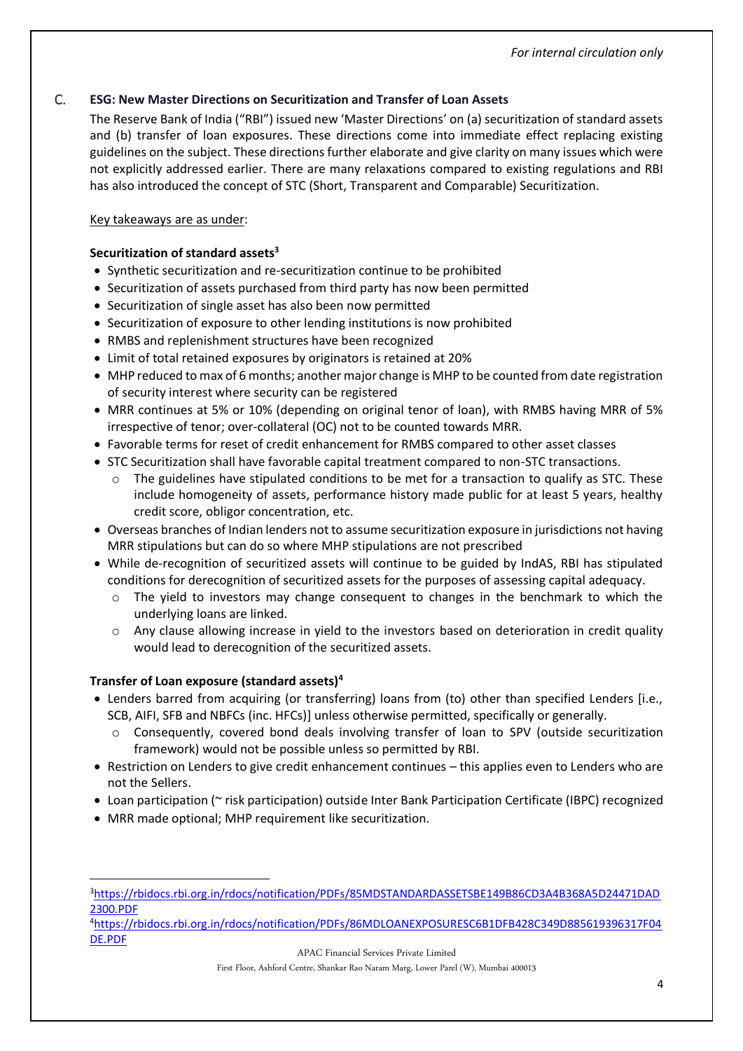*For internal circulation only*

## C. ESG: New Master Directions on Securitization and Transfer of Loan Assets

The Reserve Bank of India ("RBI") issued new 'Master Directions' on (a) securitization of standard assets and (b) transfer of loan exposures. These directions come into immediate effect replacing existing guidelines on the subject. These directions further elaborate and give clarity on many issues which were not explicitly addressed earlier. There are many relaxations compared to existing regulations and RBI has also introduced the concept of STC (Short, Transparent and Comparable) Securitization.

Key takeaways are as under:

**Securitization of standard assets[3]**

- Synthetic securitization and re-securitization continue to be prohibited
- Securitization of assets purchased from third party has now been permitted
- Securitization of single asset has also been now permitted
- Securitization of exposure to other lending institutions is now prohibited
- RMBS and replenishment structures have been recognized
- Limit of total retained exposures by originators is retained at 20%
- MHP reduced to max of 6 months; another major change is MHP to be counted from date registration of security interest where security can be registered
- MRR continues at 5% or 10% (depending on original tenor of loan), with RMBS having MRR of 5% irrespective of tenor; over-collateral (OC) not to be counted towards MRR.
- Favorable terms for reset of credit enhancement for RMBS compared to other asset classes
- STC Securitization shall have favorable capital treatment compared to non-STC transactions.
  - The guidelines have stipulated conditions to be met for a transaction to qualify as STC. These include homogeneity of assets, performance history made public for at least 5 years, healthy credit score, obligor concentration, etc.
- Overseas branches of Indian lenders not to assume securitization exposure in jurisdictions not having MRR stipulations but can do so where MHP stipulations are not prescribed
- While de-recognition of securitized assets will continue to be guided by IndAS, RBI has stipulated conditions for derecognition of securitized assets for the purposes of assessing capital adequacy.
  - The yield to investors may change consequent to changes in the benchmark to which the underlying loans are linked.
  - Any clause allowing increase in yield to the investors based on deterioration in credit quality would lead to derecognition of the securitized assets.

**Transfer of Loan exposure (standard assets)[4]**

- Lenders barred from acquiring (or transferring) loans from (to) other than specified Lenders [i.e., SCB, AIFI, SFB and NBFCs (inc. HFCs)] unless otherwise permitted, specifically or generally.
  - Consequently, covered bond deals involving transfer of loan to SPV (outside securitization framework) would not be possible unless so permitted by RBI.
- Restriction on Lenders to give credit enhancement continues – this applies even to Lenders who are not the Sellers.
- Loan participation (~ risk participation) outside Inter Bank Participation Certificate (IBPC) recognized
- MRR made optional; MHP requirement like securitization.

---

[3] https://rbidocs.rbi.org.in/rdocs/notification/PDFs/85MDSTANDARDASSETSBE149B86CD3A4B368A5D24471DAD2300.PDF

[4] https://rbidocs.rbi.org.in/rdocs/notification/PDFs/86MDLOANEXPOSURESC6B1DFB428C349D885619396317F04DE.PDF

APAC Financial Services Private Limited

First Floor, Ashford Centre, Shankar Rao Naram Marg, Lower Parel (W), Mumbai 400013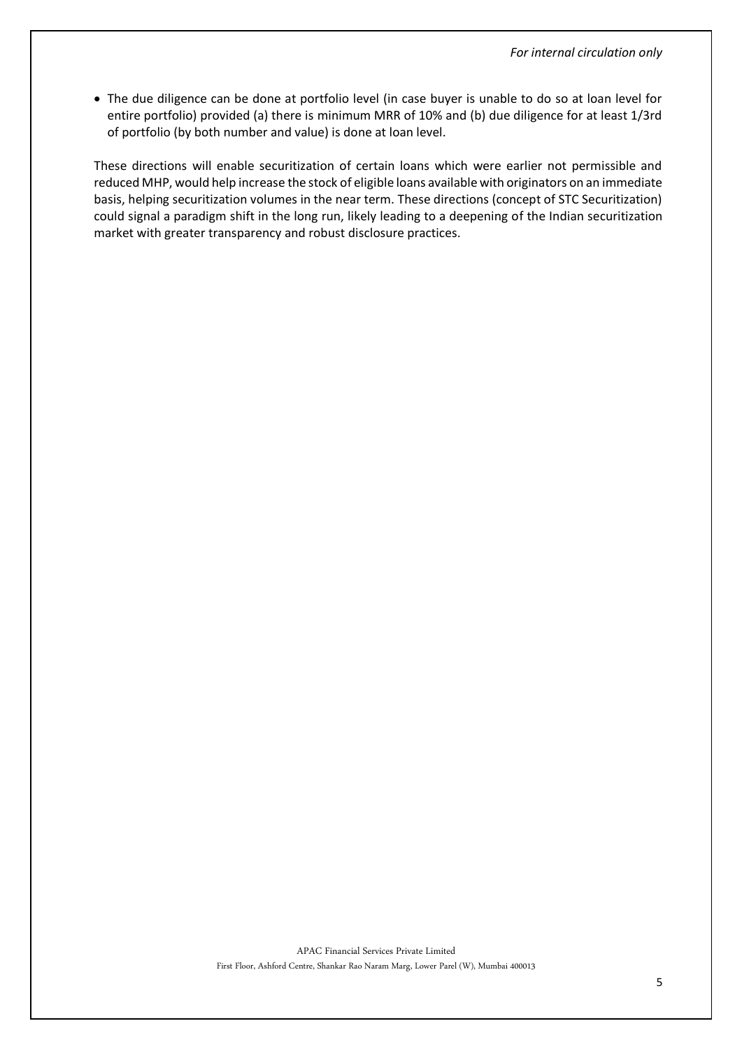- The due diligence can be done at portfolio level (in case buyer is unable to do so at loan level for entire portfolio) provided (a) there is minimum MRR of 10% and (b) due diligence for at least 1/3rd of portfolio (by both number and value) is done at loan level.

These directions will enable securitization of certain loans which were earlier not permissible and reduced MHP, would help increase the stock of eligible loans available with originators on an immediate basis, helping securitization volumes in the near term. These directions (concept of STC Securitization) could signal a paradigm shift in the long run, likely leading to a deepening of the Indian securitization market with greater transparency and robust disclosure practices.